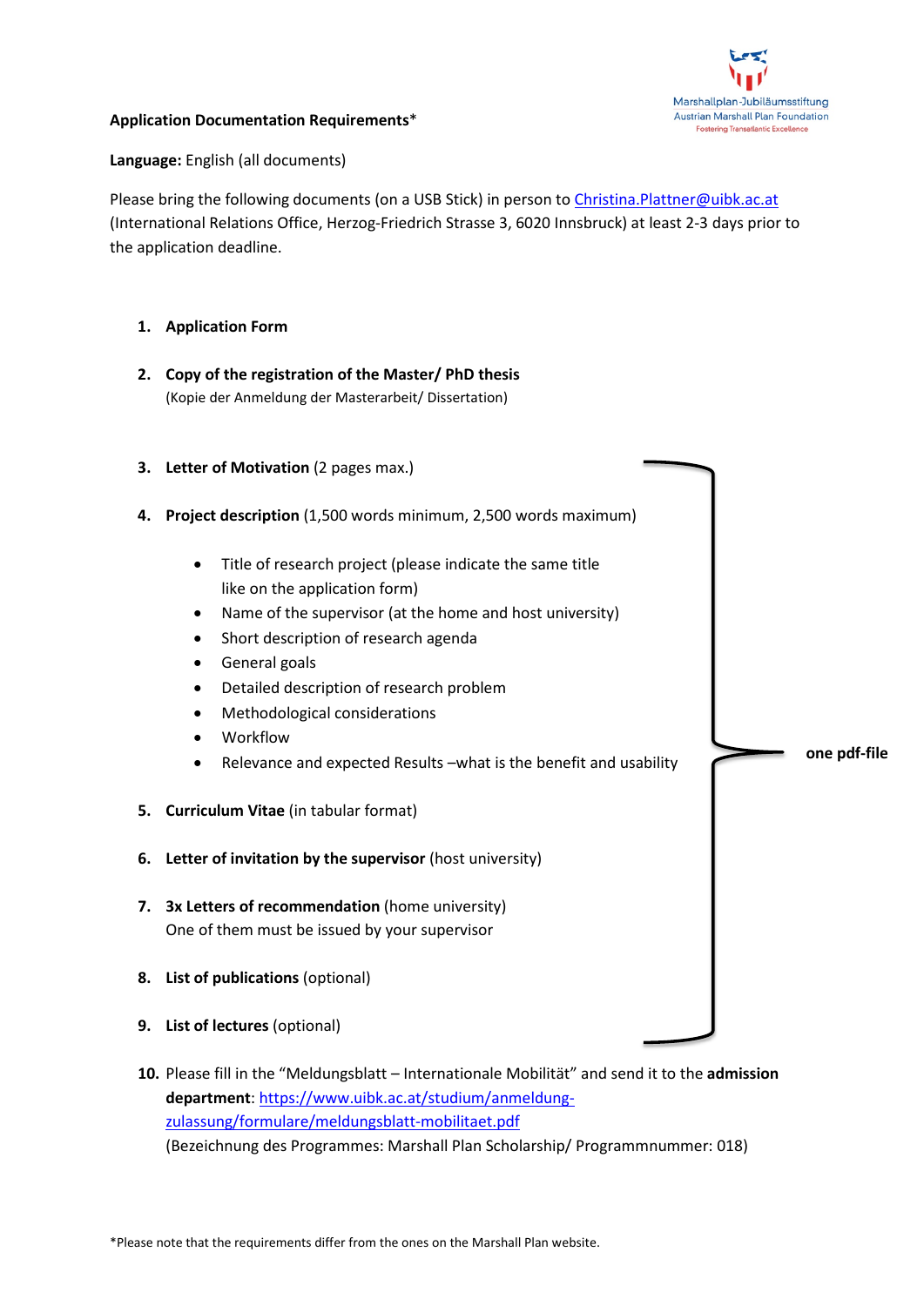**Application Documentation Requirements***

**Language:** English (all documents)

Please bring the following documents (on a USB Stick) in person to [Christina.Plattner@uibk.ac.at](mailto:Christina.Plattner@uibk.ac.at) (International Relations Office, Herzog-Friedrich Strasse 3, 6020 Innsbruck) at least 2-3 days prior to the application deadline.

1. **Application Form**

2. **Copy of the registration of the Master/ PhD thesis**
   (Kopie der Anmeldung der Masterarbeit/ Dissertation)

Items 3–9 as **one pdf-file**:

3. **Letter of Motivation** (2 pages max.)

4. **Project description** (1,500 words minimum, 2,500 words maximum)
   - Title of research project (please indicate the same title like on the application form)
   - Name of the supervisor (at the home and host university)
   - Short description of research agenda
   - General goals
   - Detailed description of research problem
   - Methodological considerations
   - Workflow
   - Relevance and expected Results –what is the benefit and usability

5. **Curriculum Vitae** (in tabular format)

6. **Letter of invitation by the supervisor** (host university)

7. **3x Letters of recommendation** (home university)
   One of them must be issued by your supervisor

8. **List of publications** (optional)

9. **List of lectures** (optional)

10. Please fill in the "Meldungsblatt – Internationale Mobilität" and send it to the **admission department**: [https://www.uibk.ac.at/studium/anmeldung-zulassung/formulare/meldungsblatt-mobilitaet.pdf](https://www.uibk.ac.at/studium/anmeldung-zulassung/formulare/meldungsblatt-mobilitaet.pdf)
    (Bezeichnung des Programmes: Marshall Plan Scholarship/ Programmnummer: 018)

*Please note that the requirements differ from the ones on the Marshall Plan website.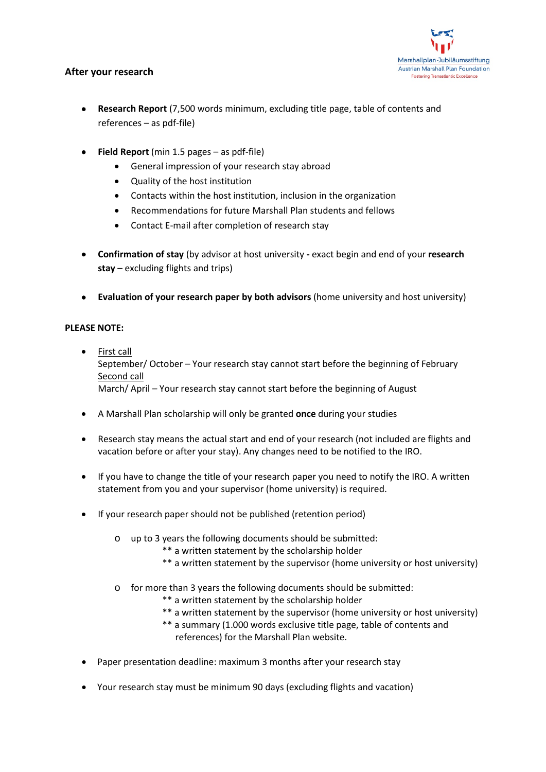## After your research

- **Research Report** (7,500 words minimum, excluding title page, table of contents and references – as pdf-file)

- **Field Report** (min 1.5 pages – as pdf-file)
  - General impression of your research stay abroad
  - Quality of the host institution
  - Contacts within the host institution, inclusion in the organization
  - Recommendations for future Marshall Plan students and fellows
  - Contact E-mail after completion of research stay

- **Confirmation of stay** (by advisor at host university **-** exact begin and end of your **research stay** – excluding flights and trips)

- **Evaluation of your research paper by both advisors** (home university and host university)

**PLEASE NOTE:**

- <u>First call</u>
  September/ October – Your research stay cannot start before the beginning of February
  <u>Second call</u>
  March/ April – Your research stay cannot start before the beginning of August

- A Marshall Plan scholarship will only be granted **once** during your studies

- Research stay means the actual start and end of your research (not included are flights and vacation before or after your stay). Any changes need to be notified to the IRO.

- If you have to change the title of your research paper you need to notify the IRO. A written statement from you and your supervisor (home university) is required.

- If your research paper should not be published (retention period)
  - up to 3 years the following documents should be submitted:
    ** a written statement by the scholarship holder
    ** a written statement by the supervisor (home university or host university)
  - for more than 3 years the following documents should be submitted:
    ** a written statement by the scholarship holder
    ** a written statement by the supervisor (home university or host university)
    ** a summary (1.000 words exclusive title page, table of contents and references) for the Marshall Plan website.

- Paper presentation deadline: maximum 3 months after your research stay

- Your research stay must be minimum 90 days (excluding flights and vacation)